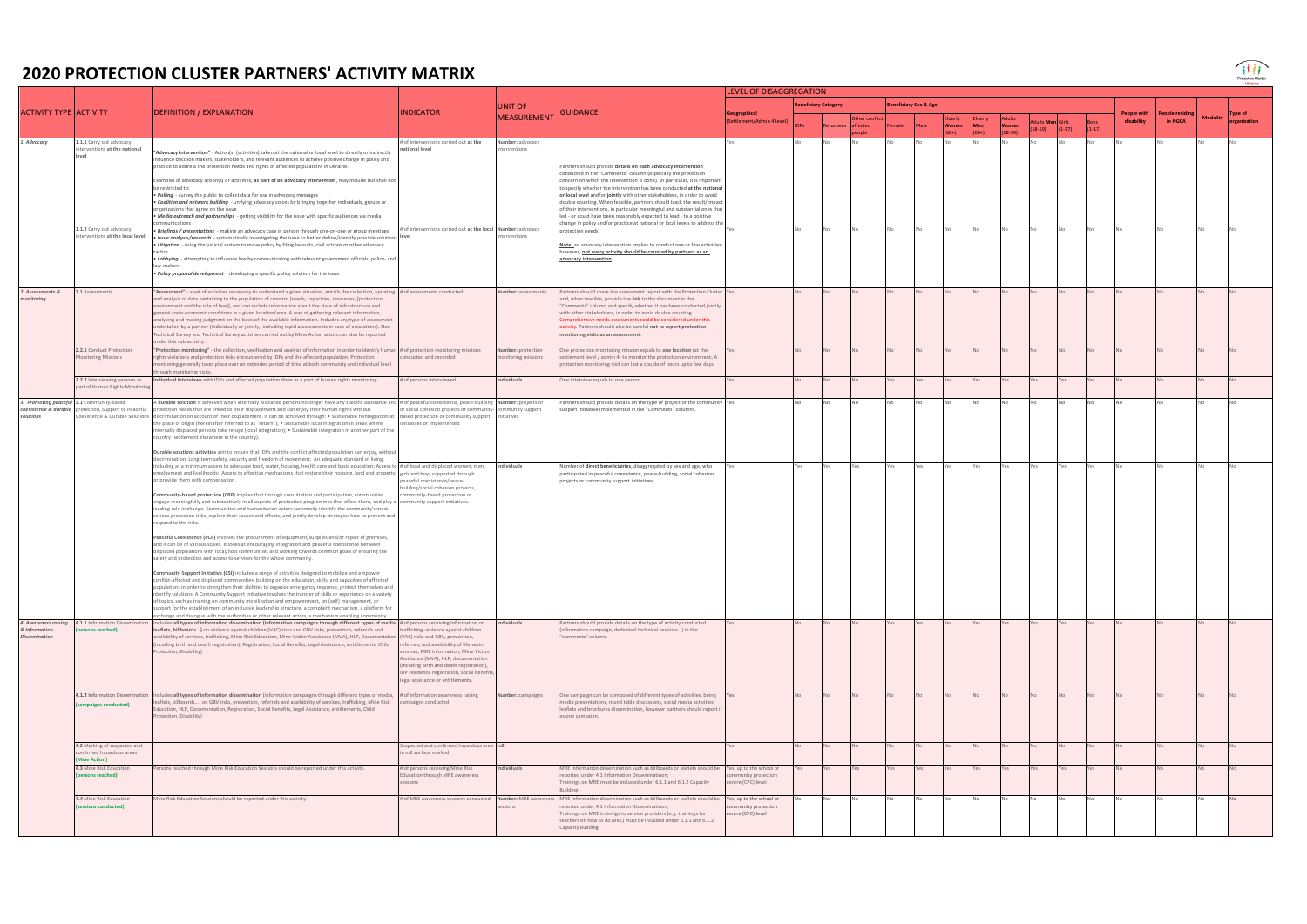# 2020 PROTECTION CLUSTER PARTNERS' ACTIVITY MATRIX

| ACTIVITY TYPE | ACTIVITY | DEFINITION / EXPLANATION | INDICATOR | UNIT OF MEASUREMENT | GUIDANCE | LEVEL OF DISAGGREGATION | | | | | | | | | | | | | | | |
|---|---|---|---|---|---|---|---|---|---|---|---|---|---|---|---|---|---|---|---|---|---|
| | | | | | | Geographical (Settlement/Admin 4 level) | Beneficiary Category | | | Beneficiary Sex & Age | | | | | | | | People with disability | People residing in NGCA | Modality | Type of organization |
| | | | | | | | IDPs | Returnees | Other conflict-affected people | Female | Male | Elderly Women (60+) | Elderly Men (60+) | Adults Women (18-59) | Adults Men (18-59) | Girls (1-17) | Boys (1-17) | | | | |
| 1. Advocacy | 1.1.1 Carry out advocacy interventions at the national level | "Advocacy intervention" - Action(s) (activities) taken at the national or local level to directly or indirectly influence decision makers, stakeholders, and relevant audiences to achieve positive change in policy and practice to address the protection needs and rights of affected populations in Ukraine.<br><br>Examples of advocacy action(s) or activities, as part of an advocacy intervention, may include but shall not be restricted to:<br>• **Polling** - survey the public to collect data for use in advocacy messages<br>• **Coalition and network building** - unifying advocacy voices by bringing together individuals, groups or organizations that agree on the issue<br>• **Media outreach and partnerships** - getting visibility for the issue with specific audiences via media communications<br>• **Briefings / presentations** - making an advocacy case in person through one-on-one or group meetings<br>• **Issue analysis/research** - systematically investigating the issue to better define/identify possible solutions<br>• **Litigation** - using the judicial system to move policy by filing lawsuits, civil actions or other advocacy tactics<br>• **Lobbying** - attempting to influence law by communicating with relevant government officials, policy- and law-makers<br>• **Policy proposal development** - developing a specific policy solution for the issue | # of interventions carried out at the national level | Number: advocacy interventions | Partners should provide **details on each advocacy intervention** conducted in the "Comments" column (especially the protection concern on which the intervention is done). In particular, it is important to specify whether the intervention has been conducted **at the national or local level** and/or **jointly** with other stakeholders, in order to avoid double counting. When feasible, partners should track the result/impact of their interventions, in particular meaningful and substantial ones that led - or could have been reasonably expected to lead - to a positive change in policy and/or practice at national or local levels to address the protection needs.<br><br>**Note:** an advocacy intervention implies to conduct one or few activities; however, **not every activity should be counted by partners as an advocacy intervention**. | Yes | No | No | No | No | No | Yes | No | No | No | No | No | No | No | No | No |
| | 1.1.2 Carry out advocacy interventions at the local level | | # of interventions carried out at the local level | Number: advocacy interventions | | Yes | No | No | No | No | No | No | No | No | No | No | No | No | No | No | No |
| 2. Assessments & monitoring | 2.1 Assessments | "**Assessment**" - a set of activities necessary to understand a given situation, entails the collection, updating and analysis of data pertaining to the population of concern (needs, capacities, resources, [protection environment and the rule of law]), and can include information about the state of infrastructure and general socio-economic conditions in a given location/area. A way of gathering relevant information, analysing and making judgment on the basis of the available information. Includes any type of assessment undertaken by a partner (individually or jointly, including rapid assessments in case of escalations). Non Technical Survey and Technical Survey activities carried out by Mine Action actors can also be reported under this sub-activity. | # of assessments conducted | Number: assessments | Partners should share the assessment report with the Protection Cluster and, when feasible, provide the **link** to the document in the "Comments" column and specify whether it has been conducted jointly with other stakeholders, in order to avoid double counting. Comprehensive needs assessments could be considered under this activity. Partners should also be careful **not to report protection monitoring visits as an assessment**. | Yes | No | No | No | No | No | No | No | No | No | No | No | No | No | No | No |
| | 2.2.1 Conduct Protection Monitoring Missions | "**Protection monitoring**" - the collection, verification and analysis of information in order to identify human rights violations and protection risks encountered by IDPs and the affected population. Protection monitoring generally takes place over an extended period of time at both community and individual level through monitoring visits. | # of protection monitoring missions conducted and recorded | Number: protection monitoring missions | One protection monitoring mission equals to **one location** (at the settlement level / admin 4) to monitor the protection environment. A protection monitoring visit can last a couple of hours up to few days. | Yes | No | No | No | No | No | Yes | No | No | No | No | No | No | No | No | No |
| | 2.2.2 Interviewing persons as part of Human Rights Monitoring | **Individual interviews** with IDPs and affected population done as a part of human rights monitoring. | # of persons interviewed | Individuals | One interview equals to one person | Yes | No | No | No | Yes | Yes | Yes | Yes | Yes | Yes | Yes | Yes | No | No | No | No |
| 3. Promoting peaceful coexistence & durable solutions | 3.1 Community-based protection, Support to Peaceful Coexistence & Durable Solutions | A **durable solution** is achieved when internally displaced persons no longer have any specific assistance and protection needs that are linked to their displacement and can enjoy their human rights without discrimination on account of their displacement. It can be achieved through: • Sustainable reintegration at the place of origin (hereinafter referred to as "return"); • Sustainable local integration in areas where internally displaced persons take refuge (local integration); • Sustainable integration in another part of the country (settlement elsewhere in the country).<br><br>**Durable solutions activities** aim to ensure that IDPs and the conflict-affected population can enjoy, without discrimination: Long-term safety, security and freedom of movement; An adequate standard of living, including at a minimum access to adequate food, water, housing, health care and basic education; Access to employment and livelihoods; Access to effective mechanisms that restore their housing, land and property or provide them with compensation.<br><br>**Community-based protection (CBP)** implies that through consultation and participation, communities engage meaningfully and substantively in all aspects of protection programmes that affect them, and play a leading role in change. Communities and humanitarian actors commonly identify the community's most serious protection risks, explore their causes and effects, and jointly develop strategies how to prevent and respond to the risks.<br><br>**Peaceful Coexistence (PCP)** involves the procurement of equipment/supplies and/or repair of premises, and it can be of various scales. It looks at encouraging integration and peaceful coexistence between displaced populations with local/host communities and working towards common goals of ensuring the safety and protection and access to services for the whole community.<br><br>**Community Support Initiative (CSI)** includes a range of activities designed to mobilize and empower conflict-affected and displaced communities, building on the education, skills, and capacities of affected populations in order to strengthen their abilities to organize emergency response, protect themselves and identify solutions. A Community Support Initiative involves the transfer of skills or experience on a variety of topics, such as training on community mobilization and empowerment, on (self) management, or support for the establishment of an inclusive leadership structure, a complaint mechanism, a platform for exchange and dialogue with the authorities or other relevant actors, a mechanism enabling community | # of peaceful coexistence, peace-building or social cohesion projects or community-based protection or community support initiatives or implemented | Number: projects or community support initiatives | Partners should provide details on the type of project or the community support initiative implemented in the "Comments" columns. | Yes | No | No | No | No | No | No | No | No | No | No | No | No | No | No | No |
| | | | # of local and displaced women, men, girls and boys supported through peaceful coexistence/peace-building/social cohesion projects, community-based protection or community support initiatives. | Individuals | Number of **direct beneficiaries**, disaggregated by sex and age, who participated in peaceful coexistence, peace-building, social cohesion projects or community support initiatives. | Yes | Yes | Yes | Yes | Yes | Yes | Yes | Yes | Yes | Yes | Yes | Yes | No | No | No | No |
| 4. Awareness raising & Information Dissemination | 4.1.1 Information Dissemination (persons reached) | Includes **all types of information dissemination (information campaigns through different types of media, leaflets, billboards...)** on violence against children (VAC) risks and GBV risks, prevention, referrals and availability of services, trafficking, Mine Risk Education, Mine Victim Assistance (MVA), HLP, Documentation (incuding birth and death registration), Registration, Social Benefits, Legal Assistance, entitlements, Child Protection, Disability) | # of persons receiving information on trafficking, violence against children (VAC) risks and GBV, prevention, referrals, and availability of life-savin services, MRE Information, Mine Victim Assistance (MVA), HLP, documentation (incuding birth and death registration), IDP residence registration, social benefits, legal assistance or entitlements. | Individuals | Partners should provide details on the type of activity conducted (information campaign, dedicated technical sessions...) in the "comments" column. | Yes | No | No | No | Yes | Yes | Yes | Yes | Yes | Yes | Yes | Yes | No | No | No | No |
| | 4.1.2 Information Dissemination (campaigns conducted) | Includes **all types of information dissemination** (information campaigns through different types of media, leaflets, billboards...) on GBV risks, prevention, referrals and availability of services, trafficking, Mine Risk Education, HLP, Documentation, Registration, Social Benefits, Legal Assistance, entitlements, Child Protection, Disability) | # of information awareness raising campaigns conducted | Number: campaigns | One campaign can be composed of different types of activities, being media presentations, round table discussions, social media activities, leaflets and brochures dissemination, however partners should report it as one campaign. | Yes | No | No | No | No | No | No | No | No | No | No | No | No | No | No | No |
| | 4.2 Marking of suspected and confirmed hazardous areas (Mine Action) | | Suspected and confirmed hazardous area in m2 surface marked | m2 | | Yes | No | No | No | No | No | No | No | No | No | No | No | No | No | No | No |
| | 4.3 Mine Risk Education (persons reached) | Persons reached through Mine Risk Education Sessions should be reported under this activity. | # of persons receiving Mine Risk Education through MRE awareness sessions | Individuals | MRE Information dissemination such as billboards or leaflets should be reported under 4.1 Information Dissemination;<br>Trainings on MRE must be included under 6.1.1 and 6.1.2 Capacity Building. | Yes, up to the school or community protection centre (CPC) level | Yes | Yes | Yes | Yes | Yes | Yes | Yes | Yes | Yes | Yes | Yes | No | No | No | No |
| | 4.4 Mine Risk Education (sessions conducted) | Mine Risk Education Sessions should be reported under this activity. | # of MRE awareness sessions conducted | Number: MRE awareness sessions | MRE Information dissemination such as billboards or leaflets should be reported under 4.1 Information Dissemination;<br>Trainings on MRE trainings to service providers (e.g. trainings for teachers on how to do MRE) must be included under 6.1.1 and 6.1.2 Capacity Building. | Yes, up to the school or community protection centre (CPC) level | No | No | No | No | No | No | No | No | No | No | No | No | No | No | No |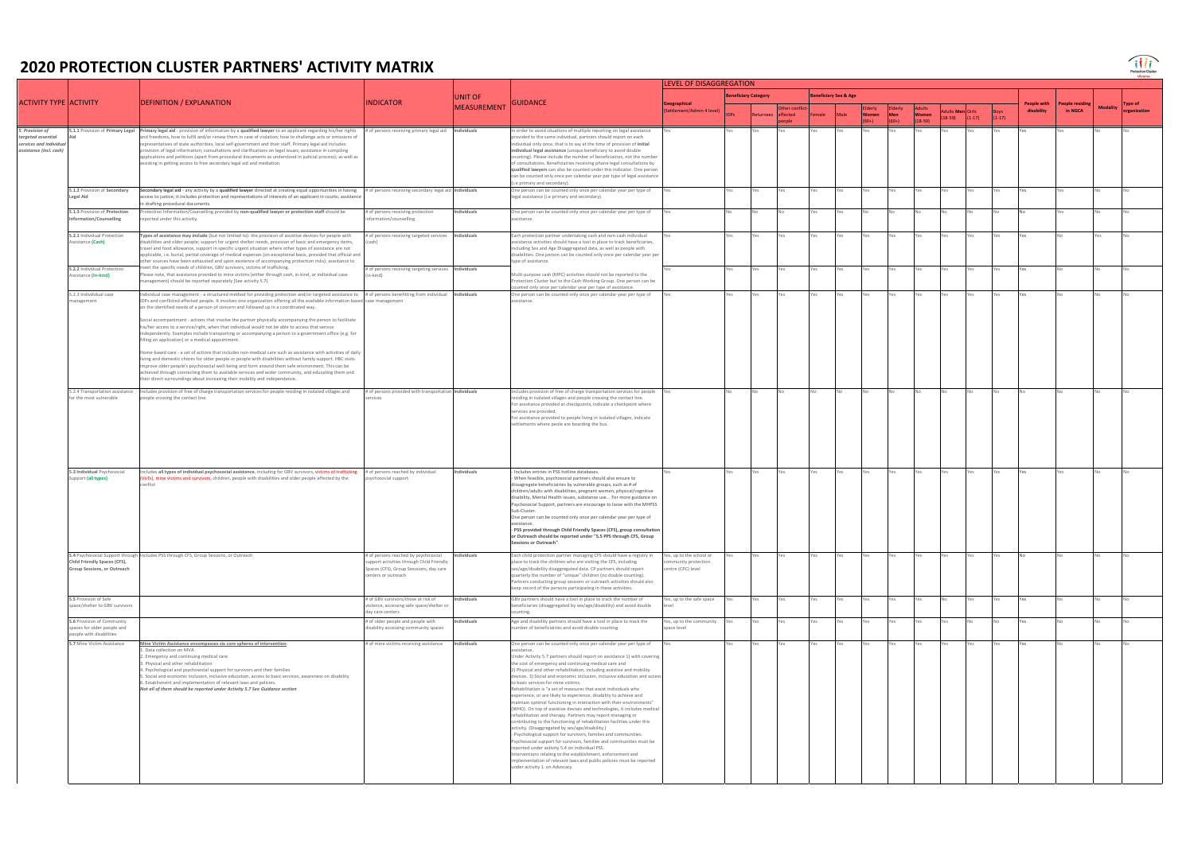# 2020 PROTECTION CLUSTER PARTNERS' ACTIVITY MATRIX

| ACTIVITY TYPE | ACTIVITY | DEFINITION / EXPLANATION | INDICATOR | UNIT OF MEASUREMENT | GUIDANCE | LEVEL OF DISAGGREGATION | | | | | | | | | | | | | | | |
|---|---|---|---|---|---|---|---|---|---|---|---|---|---|---|---|---|---|---|---|---|---|
| | | | | | | Geographical (Settlement/Admin 4 level) | Beneficiary Category | | | Beneficiary Sex & Age | | | | | | | | People with disability | People residing in NGCA | Modality | Type of organization |
| | | | | | | | IDPs | Returnees | Other conflict-affected people | Female | Male | Elderly Women (60+) | Elderly Men (60+) | Adults Women (18-59) | Adults Men (18-59) | Girls (1-17) | Boys (1-17) | | | | |
| 5. Provision of targeted essential services and individual assistance (incl. cash) | 5.1.1 Provision of Primary Legal Aid | Primary legal aid - provision of information by a qualified lawyer to an applicant regarding his/her rights and freedoms, how to fulfil and/or renew them in case of violation; how to challenge acts or omissions of representatives of state authorities, local self-government and their staff. Primary legal aid includes: provision of legal information; consultations and clarifications on legal issues; assistance in compiling applications and petitions (apart from procedural documents as understood in judicial process); as well as assisting in getting access to free secondary legal aid and mediation. | # of persons receiving primary legal aid | Individuals | In order to avoid situations of multiple reporting on legal assistance provided to the same individual, partners should report on each individual only once, that is to say at the time of provision of initial individual legal assistance (unique beneficiary to avoid double counting). Please include the number of beneficiaries, not the number of consultations. Beneficiaries receiving phone legal consultations by qualified lawyers can also be counted under this indicator. One person can be counted only once per calendar year per type of legal assistance (i.e primary and secondary). | Yes | Yes | Yes | Yes | Yes | Yes | Yes | Yes | Yes | Yes | Yes | Yes | Yes | Yes | No | No |
| | 5.1.2 Provision of Secondary Legal Aid | Secondary legal aid - any activity by a qualified lawyer directed at creating equal opportunities in having access to justice; it includes protection and representations of interests of an applicant in courts; assistance in drafting procedural documents. | # of persons receiving secondary legal aid | Individuals | One person can be counted only once per calendar year per type of legal assistance (i.e primary and secondary). | Yes | Yes | Yes | Yes | Yes | Yes | Yes | Yes | Yes | Yes | Yes | Yes | Yes | Yes | No | No |
| | 5.1.3 Provision of Protection Information/Counselling | Protection Information/Counselling provided by non-qualified lawyer or protection staff should be reported under this activity. | # of persons receiving protection information/counselling | Individuals | One person can be counted only once per calendar year per type of assistance. | Yes | No | No | No | Yes | Yes | No | No | No | No | No | No | No | Yes | No | No |
| | 5.2.1 Individual Protection Assistance (Cash) | Types of assistance may include (but not limited to): the provision of assistive devices for people with disabilities and older people; support for urgent shelter needs, provision of basic and emergency items, travel and food allowance, support in specific urgent situation where other types of assistance are not applicable, i.e. burial, partial coverage of medical expenses (on exceptional basis, provided that official and other sources have been exhausted and upon existence of accompanying protection risks); assistance to meet the specific needs of children, GBV survivors, victims of trafficking.<br>Please note, that assistance provided to mine victims (either through cash, in-kind, or individual case management) should be reported separately (See activity 5.7). | # of persons receiving targeted services (cash) | Individuals | Each protection partner undertaking cash and non-cash individual assistance activities should have a tool in place to track beneficiaries, including Sex and Age Disaggregated data, as well as people with disabilities. One person can be counted only once per calendar year per type of assistance. | Yes | Yes | Yes | Yes | Yes | Yes | Yes | Yes | Yes | Yes | Yes | Yes | Yes | No | Yes | No |
| | 5.2.2 Individual Protection Assistance (In-kind) | | # of persons receiving targeting services (in-kind) | Individuals | Multi-purpose cash (MPC) activities should not be reported to the Protection Cluster but to the Cash Working Group. One person can be counted only once per calendar year per type of assistance. | Yes | Yes | Yes | Yes | Yes | Yes | Yes | Yes | Yes | Yes | Yes | Yes | Yes | No | No | No |
| | 5.2.3 Individual case management | Individual case management - a structured method for providing protection and/or targeted assistance to IDPs and conflicted affected people. It involves one organization offering all the available information based on the identified needs of a person of concern and followed up in a coordinated way.<br><br>Social accompaniment - actions that involve the partner physically accompanying the person to facilitate his/her access to a service/right, when that individual would not be able to access that service independently. Examples include transporting or accompanying a person to a government office (e.g. for filling an application) or a medical appointment.<br><br>Home-based care - a set of actions that includes non-medical care such as assistance with activities of daily living and domestic chores for older people or people with disabilities without family support. HBC visits improve older people's psychosocial well-being and form around them safe environment. This can be achieved through connecting them to available services and wider community, and educating them and their direct surroundings about increasing their mobility and independence. | # of persons benefitting from individual case management | Individuals | One person can be counted only once per calendar year per type of assistance. | Yes | Yes | Yes | Yes | Yes | Yes | Yes | Yes | Yes | Yes | Yes | Yes | Yes | No | No | No |
| | 5.2.4 Transportation assistance for the most vulnerable | Includes provision of free of charge transportation services for people residing in isolated villages and people crossing the contact line. | # of persons provided with transportation services | Individuals | Includes provision of free of charge transportation services for people residing in isolated villages and people crossing the contact line.<br>For assistance provided at checkpoints, indicate a checkpoint where services are provided.<br>For assistance provided to people living in isolated villages, indicate settlements where peole are boarding the bus. | Yes | No | No | No | No | No | No | No | No | No | No | No | No | No | No | No |
| | 5.3 Individual Psychosocial Support (all types) | Includes all types of individual psychosocial assistance, including for GBV survivors, victims of trafficking (VoTs), mine victims and survivors, children, people with disabilities and older people affected by the conflict | # of persons reached by individual psychosocial support | Individuals | - Includes entries in PSS hotline databases.<br>- When feasible, psychosocial partners should also ensure to disaggregate beneficiaries by vulnerable groups, such as # of children/adults with disabilities, pregnant women, physical/cognitive disability, Mental Health issues, substance use... For more guidance on Psychosocial Support, partners are encourage to liaise with the MHPSS Sub-Cluster.<br>One person can be counted only once per calendar year per type of assistance.<br>- PSS provided through Child Friendly Spaces (CFS), group consultation or Outreach should be reported under "5.5 PPS through CFS, Group Sessions or Outreach". | Yes | Yes | Yes | Yes | Yes | Yes | Yes | Yes | Yes | Yes | Yes | Yes | Yes | Yes | No | No |
| | 5.4 Psychosocial Support through Child Friendly Spaces (CFS), Group Sessions, or Outreach | Includes PSS through CFS, Group Sessions, or Outreach | # of persons reached by psychosocial support activities through Child Friendly Spaces (CFS), Group Sessions, day care centers or outreach | Individuals | Each child protection partner managing CFS should have a registry in place to track the children who are visiting the CFS, including sex/age/disability disaggregated data. CP partners should report quarterly the number of "unique" children (no double counting). Partners conducting group sessions or outreach activities should also keep record of the persons participating in these activities. | Yes, up to the school or community protection centre (CPC) level | Yes | Yes | Yes | Yes | Yes | Yes | Yes | Yes | Yes | Yes | Yes | No | No | No | No |
| | 5.5 Provision of Safe space/shelter to GBV survivors | | # of GBV survivors/those at risk of violence, accessing safe space/shelter or day care centers | Individuals | GBV partners should have a tool in place to track the number of beneficiaries (disaggregated by sex/age/disability) and avoid double counting. | Yes, up to the safe space level | Yes | Yes | Yes | Yes | Yes | Yes | Yes | Yes | No | Yes | Yes | Yes | No | No | No |
| | 5.6 Provision of Community spaces for older people and people with disabilities | | # of older people and people with disability accessing community spaces | Individuals | Age and disability partners should have a tool in place to track the number of beneficiaries and avoid double counting. | Yes, up to the community space level | Yes | Yes | Yes | Yes | Yes | Yes | Yes | Yes | Yes | No | No | Yes | No | No | No |
| | 5.7 Mine Victim Assistance | Mine Victim Assistance encompasses six core spheres of intervention:<br>1. Data collection on MVA<br>2. Emergency and continuing medical care<br>3. Physical and other rehabilitation<br>4. Psychological and psychosocial support for survivors and their families<br>5. Social and economic inclusion, inclusive education, access to basic services, awareness on disability<br>6. Establisment and implementation of relevant laws and policies.<br>*Not all of them should be reported under Activity 5.7 See Guidance section* | # of mine victims receiving assistance | Individuals | One person can be counted only once per calendar year per type of assistance.<br>Under Activity 5.7 partners should report on assistance 1) with covering the cost of emergency and continuing medical care and<br>2) Physical and other rehabilitation, including assistive and mobility devices. 3) Social and economic inclusion, inclusive education and access to basic services for mine victims.<br>Rehabilitation is "a set of measures that assist individuals who experience, or are likely to experience, disability to achieve and maintain optimal functioning in interaction with their environments" (WHO). On top of assistive devices and technologies, it includes medical rehabilitation and therapy. Partners may report managing or contributing to the functioning of rehabilitation facilities under this activity. (Disaggregated by sex/age/disability.)<br>- Psychological support for survivors, families and communities.<br>Psychosocial support for survivors, families and communities must be reported under activity 5.4 on individual PSS.<br>Interventions relating to the establishment, enforcement and implementation of relevant laws and public policies must be reported under activity 1. on Advocacy | Yes | Yes | Yes | Yes | Yes | Yes | Yes | Yes | Yes | Yes | Yes | Yes | Yes | No | No | No |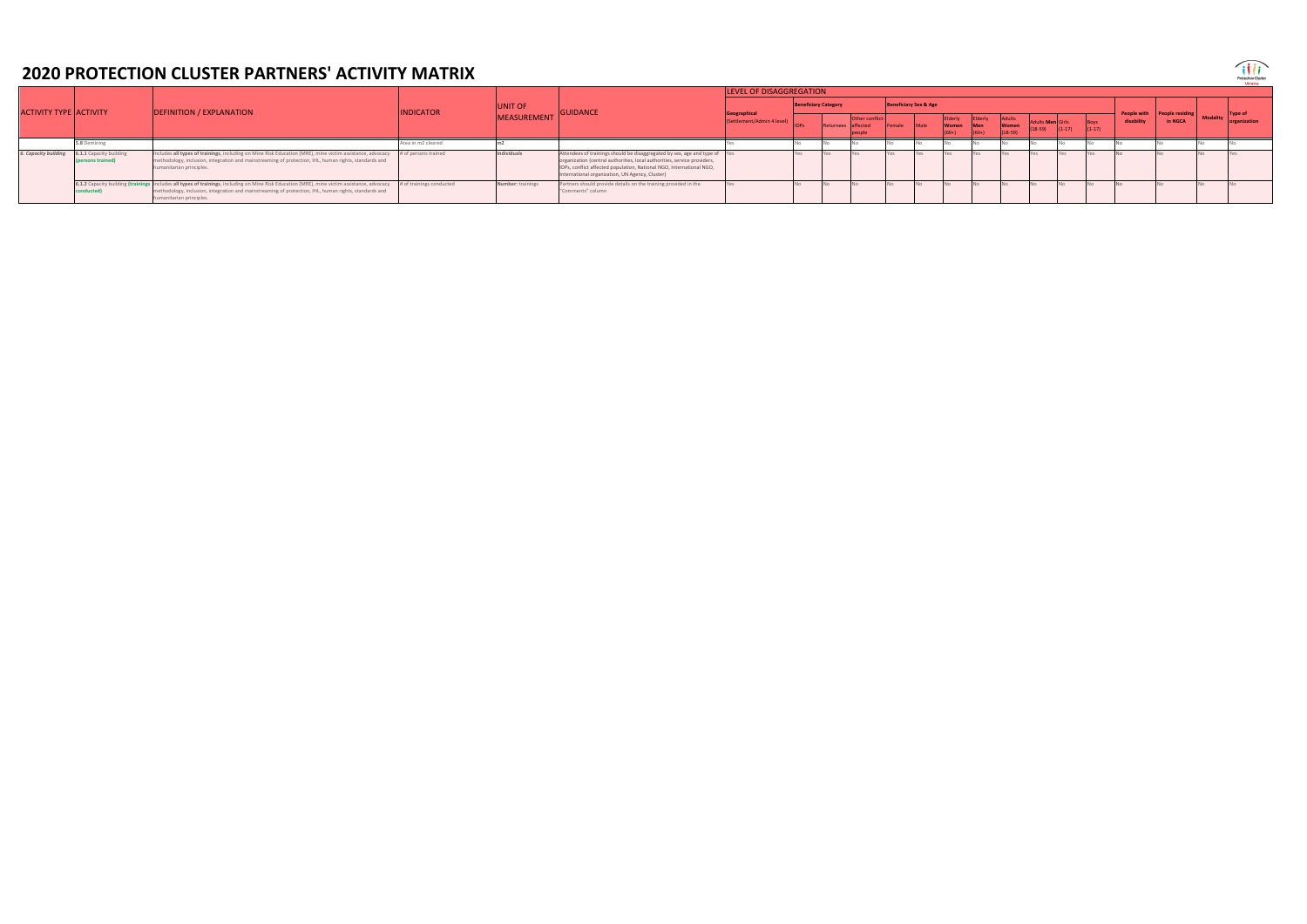# 2020 PROTECTION CLUSTER PARTNERS' ACTIVITY MATRIX

| ACTIVITY TYPE | ACTIVITY | DEFINITION / EXPLANATION | INDICATOR | UNIT OF MEASUREMENT | GUIDANCE | LEVEL OF DISAGGREGATION | | | | | | | | | | | | | | | | | | |
|---|---|---|---|---|---|---|---|---|---|---|---|---|---|---|---|---|---|---|---|---|---|---|---|---|
| | | | | | | Geographical (Settlement/Admin 4 level) | Beneficiary Category | | | Beneficiary Sex & Age | | | | | | | | | | People with disability | People residing in NGCA | Modality | Type of organization |
| | | | | | | | IDPs | Returnees | Other conflict-affected people | Female | Male | Elderly Women (60+) | Elderly Men (60+) | Adults Women (18-59) | Adults Men (18-59) | Girls (1-17) | Boys (1-17) | | | | |
| | 5.8 Demining | | Area in m2 cleared | m2 | | Yes | No | No | No | No | No | Yes | No | No | No | No | No | No | No | No | No |
| 6. Capacity building | 6.1.1 Capacity building (persons trained) | Includes **all types of trainings**, including on Mine Risk Education (MRE), mine victim assistance, advocacy methodology, inclusion, integration and mainstreaming of protection, IHL, human rights, standards and humanitarian principles. | # of persons trained | Individuals | Attendees of trainings should be disaggregated by sex, age and type of organization (central authorities, local authorities, service providers, IDPs, conflict affected population, National NGO, International NGO, International organization, UN Agency, Cluster) | Yes | Yes | Yes | Yes | Yes | Yes | Yes | Yes | Yes | Yes | Yes | Yes | No | No | No | Yes |
| | 6.1.2 Capacity building (trainings conducted) | Includes **all types of trainings**, including on Mine Risk Education (MRE), mine victim assistance, advocacy methodology, inclusion, integration and mainstreaming of protection, IHL, human rights, standards and humanitarian principles. | # of trainings conducted | Number: trainings | Partners should provide details on the training provided in the "Comments" column | Yes | No | No | No | No | No | No | No | No | No | No | No | No | No | No | No |